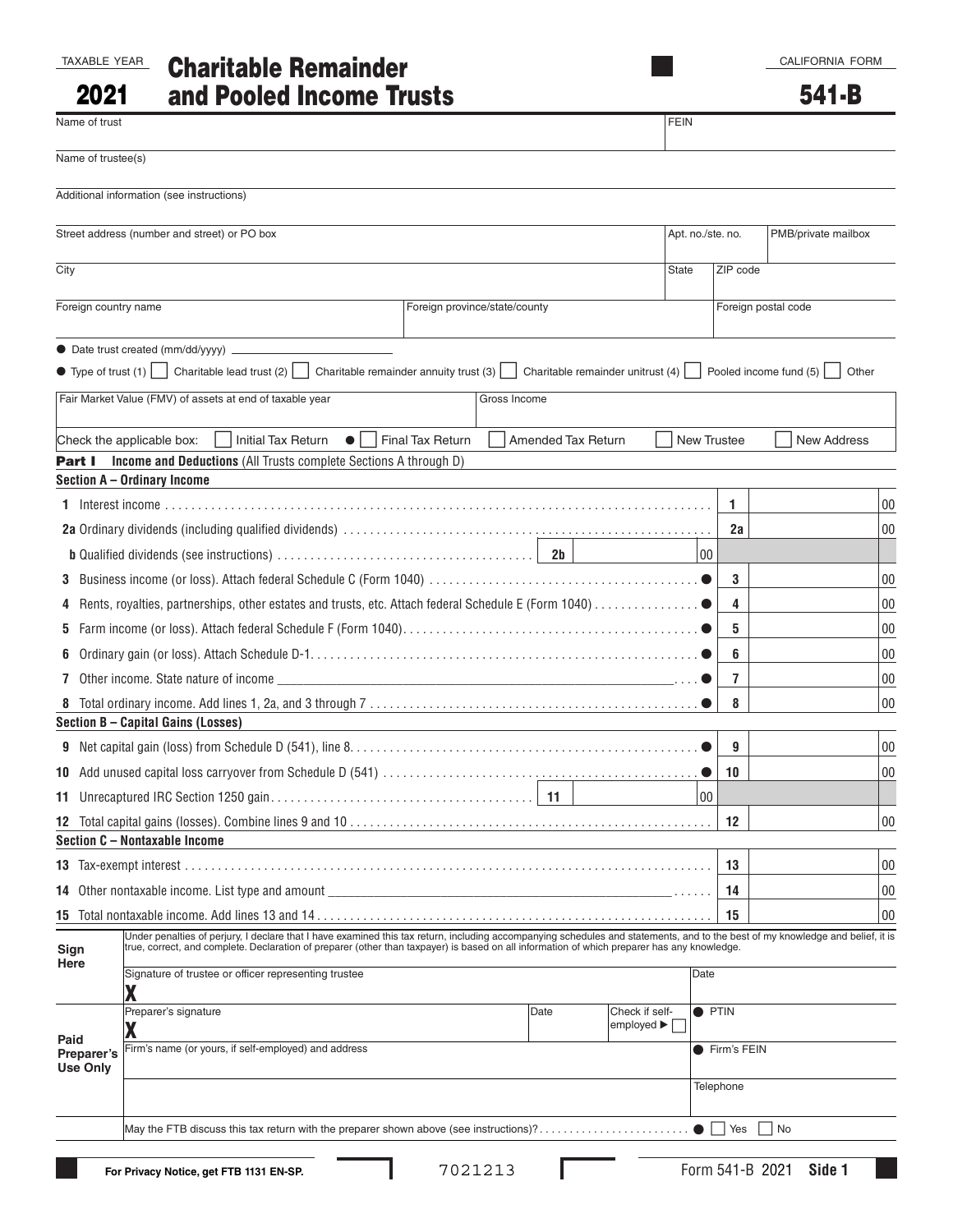TAXABLE YEAR **2021**

# Charitable Remainder and Pooled Income Trusts

CALIFORNIA FORM **541-B**

| Name of trust | FEIN |
|---|---|
| | |

Name of trustee(s)

Additional information (see instructions)

| Street address (number and street) or PO box | Apt. no./ste. no. | PMB/private mailbox |
|---|---|---|
| | | |

| City | State | ZIP code |
|---|---|---|
| | | |

| Foreign country name | Foreign province/state/county | Foreign postal code |
|---|---|---|
| | | |

● Date trust created (mm/dd/yyyy) ___________

● Type of trust (1) ☐ Charitable lead trust (2) ☐ Charitable remainder annuity trust (3) ☐ Charitable remainder unitrust (4) ☐ Pooled income fund (5) ☐ Other

| Fair Market Value (FMV) of assets at end of taxable year | Gross Income |
|---|---|
| | |

Check the applicable box: ☐ Initial Tax Return ● ☐ Final Tax Return ☐ Amended Tax Return ☐ New Trustee ☐ New Address

## Part I Income and Deductions (All Trusts complete Sections A through D)

### Section A – Ordinary Income

| Line | Description | | Amount |
|---|---|---|---|
| 1 | Interest income | 1 | 00 |
| 2a | Ordinary dividends (including qualified dividends) | 2a | 00 |
| b | Qualified dividends (see instructions) ..... 2b ______ 00 | | |
| 3 | Business income (or loss). Attach federal Schedule C (Form 1040) ● | 3 | 00 |
| 4 | Rents, royalties, partnerships, other estates and trusts, etc. Attach federal Schedule E (Form 1040) ● | 4 | 00 |
| 5 | Farm income (or loss). Attach federal Schedule F (Form 1040) ● | 5 | 00 |
| 6 | Ordinary gain (or loss). Attach Schedule D-1 ● | 6 | 00 |
| 7 | Other income. State nature of income ______ ● | 7 | 00 |
| 8 | Total ordinary income. Add lines 1, 2a, and 3 through 7 ● | 8 | 00 |

### Section B – Capital Gains (Losses)

| Line | Description | | Amount |
|---|---|---|---|
| 9 | Net capital gain (loss) from Schedule D (541), line 8 ● | 9 | 00 |
| 10 | Add unused capital loss carryover from Schedule D (541) ● | 10 | 00 |
| 11 | Unrecaptured IRC Section 1250 gain ..... 11 ______ 00 | | |
| 12 | Total capital gains (losses). Combine lines 9 and 10 | 12 | 00 |

### Section C – Nontaxable Income

| Line | Description | | Amount |
|---|---|---|---|
| 13 | Tax-exempt interest | 13 | 00 |
| 14 | Other nontaxable income. List type and amount ______ | 14 | 00 |
| 15 | Total nontaxable income. Add lines 13 and 14 | 15 | 00 |

**Sign Here**

Under penalties of perjury, I declare that I have examined this tax return, including accompanying schedules and statements, and to the best of my knowledge and belief, it is true, correct, and complete. Declaration of preparer (other than taxpayer) is based on all information of which preparer has any knowledge.

| Signature of trustee or officer representing trustee | Date |
|---|---|
| X | |

**Paid Preparer's Use Only**

| Preparer's signature | Date | Check if self-employed ▶ ☐ | ● PTIN |
|---|---|---|---|
| X | | | |
| Firm's name (or yours, if self-employed) and address | | | ● Firm's FEIN |
| | | | Telephone |

May the FTB discuss this tax return with the preparer shown above (see instructions)? ● ☐ Yes ☐ No

For Privacy Notice, get FTB 1131 EN-SP.

7021213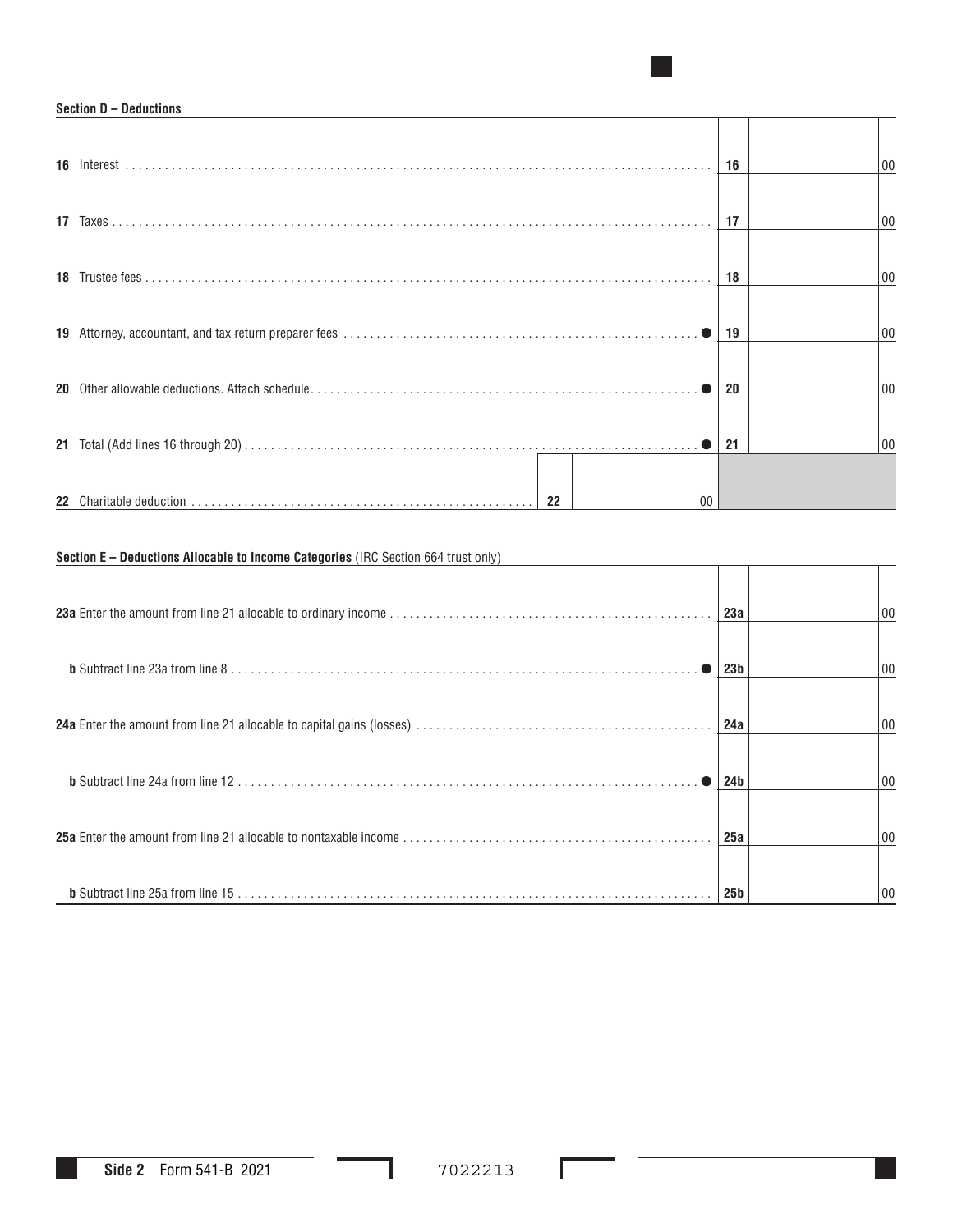**Section D – Deductions**

| Line | Description | Line | Amount |
|---|---|---|---|
| 16 | Interest | 16 | 00 |
| 17 | Taxes | 17 | 00 |
| 18 | Trustee fees | 18 | 00 |
| 19 | Attorney, accountant, and tax return preparer fees ● | 19 | 00 |
| 20 | Other allowable deductions. Attach schedule ● | 20 | 00 |
| 21 | Total (Add lines 16 through 20) ● | 21 | 00 |
| 22 | Charitable deduction — 22 — 00 | | |

**Section E – Deductions Allocable to Income Categories** (IRC Section 664 trust only)

| Line | Description | Line | Amount |
|---|---|---|---|
| 23a | Enter the amount from line 21 allocable to ordinary income | 23a | 00 |
| b | Subtract line 23a from line 8 ● | 23b | 00 |
| 24a | Enter the amount from line 21 allocable to capital gains (losses) | 24a | 00 |
| b | Subtract line 24a from line 12 ● | 24b | 00 |
| 25a | Enter the amount from line 21 allocable to nontaxable income | 25a | 00 |
| b | Subtract line 25a from line 15 | 25b | 00 |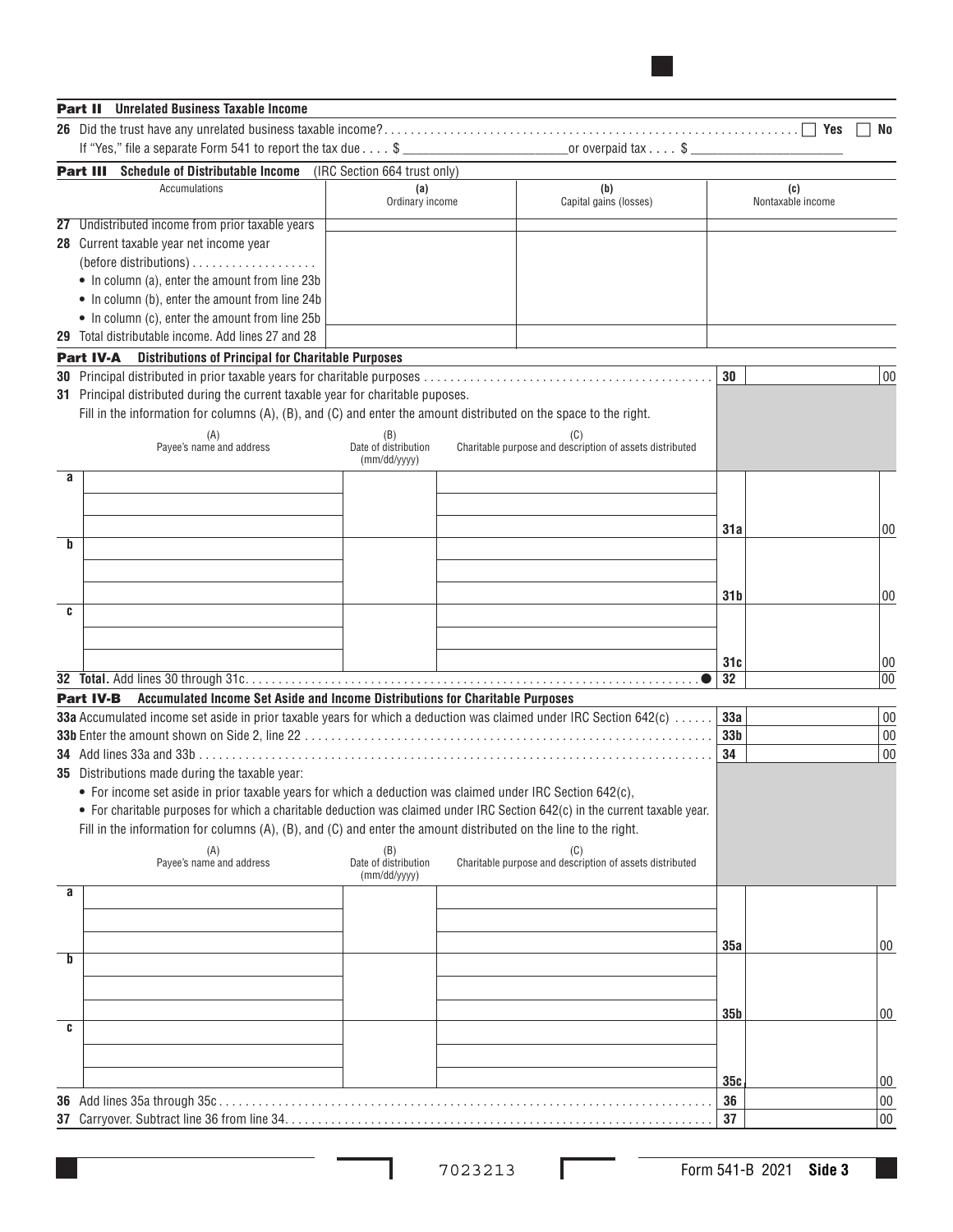## Part II Unrelated Business Taxable Income

**26** Did the trust have any unrelated business taxable income? . . . . . ☐ Yes ☐ No

If "Yes," file a separate Form 541 to report the tax due . . . . $ ____________ or overpaid tax . . . . $ ____________

## Part III Schedule of Distributable Income (IRC Section 664 trust only)

| Accumulations | (a) Ordinary income | (b) Capital gains (losses) | (c) Nontaxable income |
|---|---|---|---|
| **27** Undistributed income from prior taxable years | | | |
| **28** Current taxable year net income year (before distributions) . . . . . • In column (a), enter the amount from line 23b • In column (b), enter the amount from line 24b • In column (c), enter the amount from line 25b | | | |
| **29** Total distributable income. Add lines 27 and 28 | | | |

## Part IV-A Distributions of Principal for Charitable Purposes

**30** Principal distributed in prior taxable years for charitable purposes . . . . . **30** ______ 00

**31** Principal distributed during the current taxable year for charitable puposes.

Fill in the information for columns (A), (B), and (C) and enter the amount distributed on the space to the right.

| | (A) Payee's name and address | (B) Date of distribution (mm/dd/yyyy) | (C) Charitable purpose and description of assets distributed | Line | Amount |
|---|---|---|---|---|---|
| a | | | | 31a | 00 |
| b | | | | 31b | 00 |
| c | | | | 31c | 00 |

**32 Total.** Add lines 30 through 31c . . . . . ● **32** ______ 00

## Part IV-B Accumulated Income Set Aside and Income Distributions for Charitable Purposes

**33a** Accumulated income set aside in prior taxable years for which a deduction was claimed under IRC Section 642(c) . . . . . **33a** ______ 00

**33b** Enter the amount shown on Side 2, line 22 . . . . . **33b** ______ 00

**34** Add lines 33a and 33b . . . . . **34** ______ 00

**35** Distributions made during the taxable year:

- For income set aside in prior taxable years for which a deduction was claimed under IRC Section 642(c),
- For charitable purposes for which a charitable deduction was claimed under IRC Section 642(c) in the current taxable year.

Fill in the information for columns (A), (B), and (C) and enter the amount distributed on the line to the right.

| | (A) Payee's name and address | (B) Date of distribution (mm/dd/yyyy) | (C) Charitable purpose and description of assets distributed | Line | Amount |
|---|---|---|---|---|---|
| a | | | | 35a | 00 |
| b | | | | 35b | 00 |
| c | | | | 35c | 00 |

**36** Add lines 35a through 35c . . . . . **36** ______ 00

**37** Carryover. Subtract line 36 from line 34 . . . . . **37** ______ 00

7023213

Form 541-B 2021 **Side 3**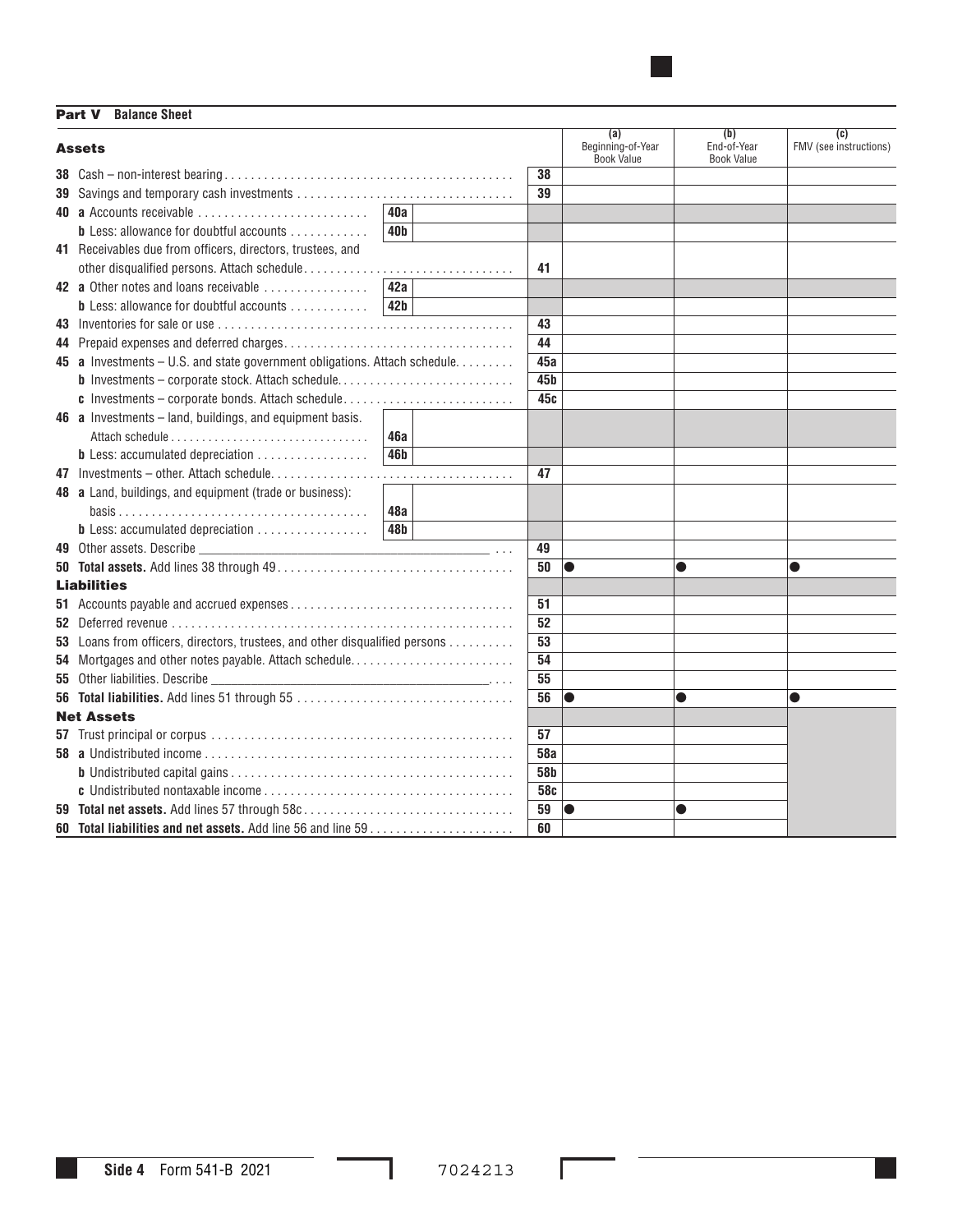## Part V Balance Sheet

| Assets | | | | (a) Beginning-of-Year Book Value | (b) End-of-Year Book Value | (c) FMV (see instructions) |
|---|---|---|---|---|---|---|
| **38** Cash – non-interest bearing | | | 38 | | | |
| **39** Savings and temporary cash investments | | | 39 | | | |
| **40** **a** Accounts receivable | 40a | | | | | |
| **b** Less: allowance for doubtful accounts | 40b | | | | | |
| **41** Receivables due from officers, directors, trustees, and other disqualified persons. Attach schedule | | | 41 | | | |
| **42** **a** Other notes and loans receivable | 42a | | | | | |
| **b** Less: allowance for doubtful accounts | 42b | | | | | |
| **43** Inventories for sale or use | | | 43 | | | |
| **44** Prepaid expenses and deferred charges | | | 44 | | | |
| **45** **a** Investments – U.S. and state government obligations. Attach schedule | | | 45a | | | |
| **b** Investments – corporate stock. Attach schedule | | | 45b | | | |
| **c** Investments – corporate bonds. Attach schedule | | | 45c | | | |
| **46** **a** Investments – land, buildings, and equipment basis. Attach schedule | 46a | | | | | |
| **b** Less: accumulated depreciation | 46b | | | | | |
| **47** Investments – other. Attach schedule | | | 47 | | | |
| **48** **a** Land, buildings, and equipment (trade or business): basis | 48a | | | | | |
| **b** Less: accumulated depreciation | 48b | | | | | |
| **49** Other assets. Describe ____________ | | | 49 | | | |
| **50** **Total assets.** Add lines 38 through 49 | | | 50 | ● | ● | ● |
| **Liabilities** | | | | | | |
| **51** Accounts payable and accrued expenses | | | 51 | | | |
| **52** Deferred revenue | | | 52 | | | |
| **53** Loans from officers, directors, trustees, and other disqualified persons | | | 53 | | | |
| **54** Mortgages and other notes payable. Attach schedule | | | 54 | | | |
| **55** Other liabilities. Describe ____________ | | | 55 | | | |
| **56** **Total liabilities.** Add lines 51 through 55 | | | 56 | ● | ● | ● |
| **Net Assets** | | | | | | |
| **57** Trust principal or corpus | | | 57 | | | |
| **58** **a** Undistributed income | | | 58a | | | |
| **b** Undistributed capital gains | | | 58b | | | |
| **c** Undistributed nontaxable income | | | 58c | | | |
| **59** **Total net assets.** Add lines 57 through 58c | | | 59 | ● | ● | |
| **60** **Total liabilities and net assets.** Add line 56 and line 59 | | | 60 | | | |

Side 4 Form 541-B 2021 7024213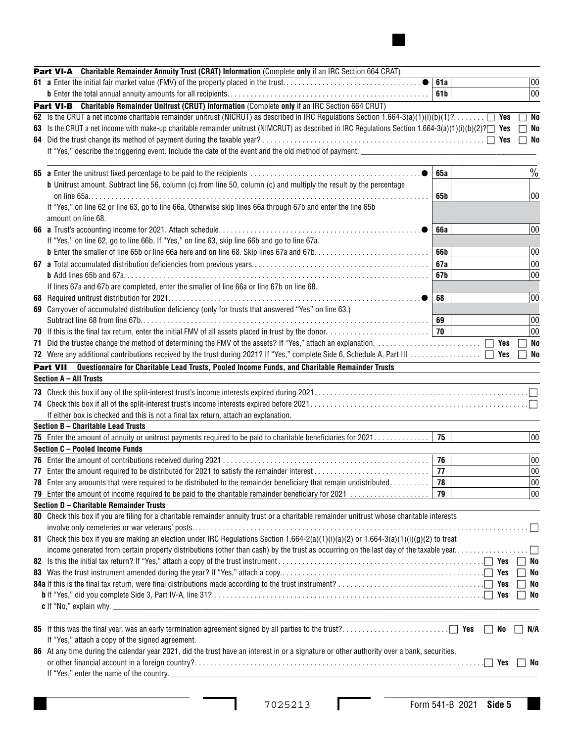## Part VI-A Charitable Remainder Annuity Trust (CRAT) Information (Complete **only** if an IRC Section 664 CRAT)

| | | | |
|---|---|---|---|
| **61 a** Enter the initial fair market value (FMV) of the property placed in the trust. ● | 61a | | 00 |
| **b** Enter the total annual annuity amounts for all recipients. | 61b | | 00 |

## Part VI-B Charitable Remainder Unitrust (CRUT) Information (Complete **only** if an IRC Section 664 CRUT)

**62** Is the CRUT a net income charitable remainder unitrust (NICRUT) as described in IRC Regulations Section 1.664-3(a)(1)(i)(b)(1)? ☐ Yes ☐ No

**63** Is the CRUT a net income with make-up charitable remainder unitrust (NIMCRUT) as described in IRC Regulations Section 1.664-3(a)(1)(i)(b)(2)? ☐ Yes ☐ No

**64** Did the trust change its method of payment during the taxable year? ☐ Yes ☐ No

If "Yes," describe the triggering event. Include the date of the event and the old method of payment. ______________________

| | | | |
|---|---|---|---|
| **65 a** Enter the unitrust fixed percentage to be paid to the recipients ● | 65a | | % |
| **b** Unitrust amount. Subtract line 56, column (c) from line 50, column (c) and multiply the result by the percentage on line 65a. | 65b | | 00 |
| If "Yes," on line 62 or line 63, go to line 66a. Otherwise skip lines 66a through 67b and enter the line 65b amount on line 68. | | | |
| **66 a** Trust's accounting income for 2021. Attach schedule. ● | 66a | | 00 |
| If "Yes," on line 62, go to line 66b. If "Yes," on line 63, skip line 66b and go to line 67a. | | | |
| **b** Enter the smaller of line 65b or line 66a here and on line 68. Skip lines 67a and 67b. | 66b | | 00 |
| **67 a** Total accumulated distribution deficiencies from previous years. | 67a | | 00 |
| **b** Add lines 65b and 67a. | 67b | | 00 |
| If lines 67a and 67b are completed, enter the smaller of line 66a or line 67b on line 68. | | | |
| **68** Required unitrust distribution for 2021. ● | 68 | | 00 |
| **69** Carryover of accumulated distribution deficiency (only for trusts that answered "Yes" on line 63.) Subtract line 68 from line 67b. | 69 | | 00 |
| **70** If this is the final tax return, enter the initial FMV of all assets placed in trust by the donor. | 70 | | 00 |

**71** Did the trustee change the method of determining the FMV of the assets? If "Yes," attach an explanation. ☐ Yes ☐ No

**72** Were any additional contributions received by the trust during 2021? If "Yes," complete Side 6, Schedule A, Part III ☐ Yes ☐ No

## Part VII Questionnaire for Charitable Lead Trusts, Pooled Income Funds, and Charitable Remainder Trusts

### Section A – All Trusts

**73** Check this box if any of the split-interest trust's income interests expired during 2021. ☐

**74** Check this box if all of the split-interest trust's income interests expired before 2021. ☐

If either box is checked and this is not a final tax return, attach an explanation.

### Section B – Charitable Lead Trusts

| | | | |
|---|---|---|---|
| **75** Enter the amount of annuity or unitrust payments required to be paid to charitable beneficiaries for 2021. | 75 | | 00 |

### Section C – Pooled Income Funds

| | | | |
|---|---|---|---|
| **76** Enter the amount of contributions received during 2021 | 76 | | 00 |
| **77** Enter the amount required to be distributed for 2021 to satisfy the remainder interest | 77 | | 00 |
| **78** Enter any amounts that were required to be distributed to the remainder beneficiary that remain undistributed. | 78 | | 00 |
| **79** Enter the amount of income required to be paid to the charitable remainder beneficiary for 2021 | 79 | | 00 |

### Section D – Charitable Remainder Trusts

**80** Check this box if you are filing for a charitable remainder annuity trust or a charitable remainder unitrust whose charitable interests involve only cemeteries or war veterans' posts. ☐

**81** Check this box if you are making an election under IRC Regulations Section 1.664-2(a)(1)(i)(a)(2) or 1.664-3(a)(1)(i)(g)(2) to treat income generated from certain property distributions (other than cash) by the trust as occurring on the last day of the taxable year. ☐

**82** Is this the initial tax return? If "Yes," attach a copy of the trust instrument ☐ Yes ☐ No

**83** Was the trust instrument amended during the year? If "Yes," attach a copy. ☐ Yes ☐ No

**84a** If this is the final tax return, were final distributions made according to the trust instrument? ☐ Yes ☐ No

**b** If "Yes," did you complete Side 3, Part IV-A, line 31? ☐ Yes ☐ No

**c** If "No," explain why. ______________________

**85** If this was the final year, was an early termination agreement signed by all parties to the trust? ☐ Yes ☐ No ☐ N/A

If "Yes," attach a copy of the signed agreement.

**86** At any time during the calendar year 2021, did the trust have an interest in or a signature or other authority over a bank, securities, or other financial account in a foreign country? ☐ Yes ☐ No

If "Yes," enter the name of the country. ______________________

7025213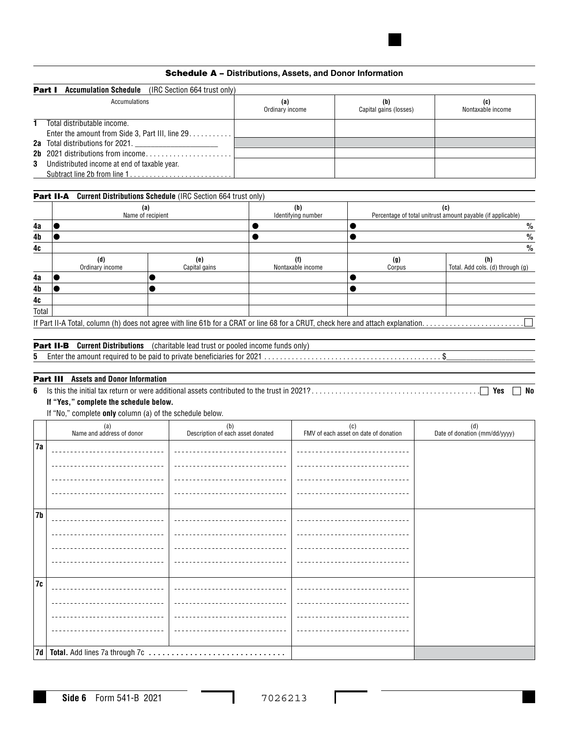## Schedule A – Distributions, Assets, and Donor Information

**Part I Accumulation Schedule** (IRC Section 664 trust only)

| Accumulations | (a) Ordinary income | (b) Capital gains (losses) | (c) Nontaxable income |
|---|---|---|---|
| **1** Total distributable income. Enter the amount from Side 3, Part III, line 29 | | | |
| **2a** Total distributions for 2021. ____________ | | | |
| **2b** 2021 distributions from income | | | |
| **3** Undistributed income at end of taxable year. Subtract line 2b from line 1 | | | |

**Part II-A Current Distributions Schedule** (IRC Section 664 trust only)

| | (a) Name of recipient | | (b) Identifying number | (c) Percentage of total unitrust amount payable (if applicable) |
|---|---|---|---|---|
| **4a** | ● | | ● | ● % |
| **4b** | ● | | ● | ● % |
| **4c** | | | | % |

| | (d) Ordinary income | (e) Capital gains | (f) Nontaxable income | (g) Corpus | (h) Total. Add cols. (d) through (g) |
|---|---|---|---|---|---|
| **4a** | ● | ● | | ● | |
| **4b** | ● | ● | | ● | |
| **4c** | | | | | |
| **Total** | | | | | |

If Part II-A Total, column (h) does not agree with line 61b for a CRAT or line 68 for a CRUT, check here and attach explanation ☐

**Part II-B Current Distributions** (charitable lead trust or pooled income funds only)

**5** Enter the amount required to be paid to private beneficiaries for 2021 $____________

**Part III Assets and Donor Information**

**6** Is this the initial tax return or were additional assets contributed to the trust in 2021? ☐ Yes ☐ No

**If "Yes," complete the schedule below.**

If "No," complete **only** column (a) of the schedule below.

| | (a) Name and address of donor | (b) Description of each asset donated | (c) FMV of each asset on date of donation | (d) Date of donation (mm/dd/yyyy) |
|---|---|---|---|---|
| **7a** | | | | |
| **7b** | | | | |
| **7c** | | | | |
| **7d** | **Total.** Add lines 7a through 7c | | | |